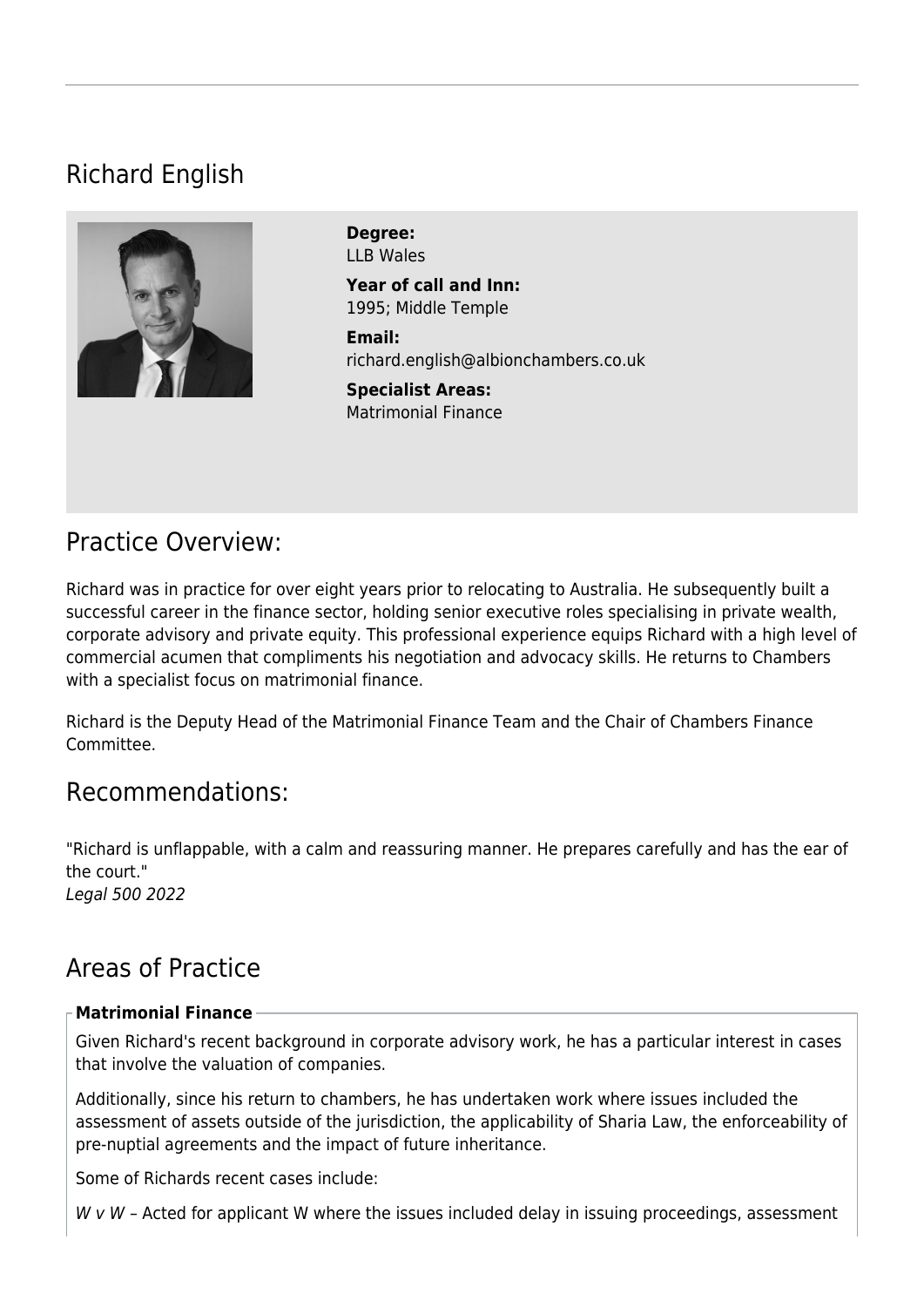# Richard English

**Degree:**
LLB Wales

**Year of call and Inn:**
1995; Middle Temple

**Email:**
richard.english@albionchambers.co.uk

**Specialist Areas:**
Matrimonial Finance

## Practice Overview:

Richard was in practice for over eight years prior to relocating to Australia. He subsequently built a successful career in the finance sector, holding senior executive roles specialising in private wealth, corporate advisory and private equity. This professional experience equips Richard with a high level of commercial acumen that compliments his negotiation and advocacy skills. He returns to Chambers with a specialist focus on matrimonial finance.

Richard is the Deputy Head of the Matrimonial Finance Team and the Chair of Chambers Finance Committee.

## Recommendations:

"Richard is unflappable, with a calm and reassuring manner. He prepares carefully and has the ear of the court."
*Legal 500 2022*

## Areas of Practice

**Matrimonial Finance**

Given Richard's recent background in corporate advisory work, he has a particular interest in cases that involve the valuation of companies.

Additionally, since his return to chambers, he has undertaken work where issues included the assessment of assets outside of the jurisdiction, the applicability of Sharia Law, the enforceability of pre-nuptial agreements and the impact of future inheritance.

Some of Richards recent cases include:

*W v W* – Acted for applicant W where the issues included delay in issuing proceedings, assessment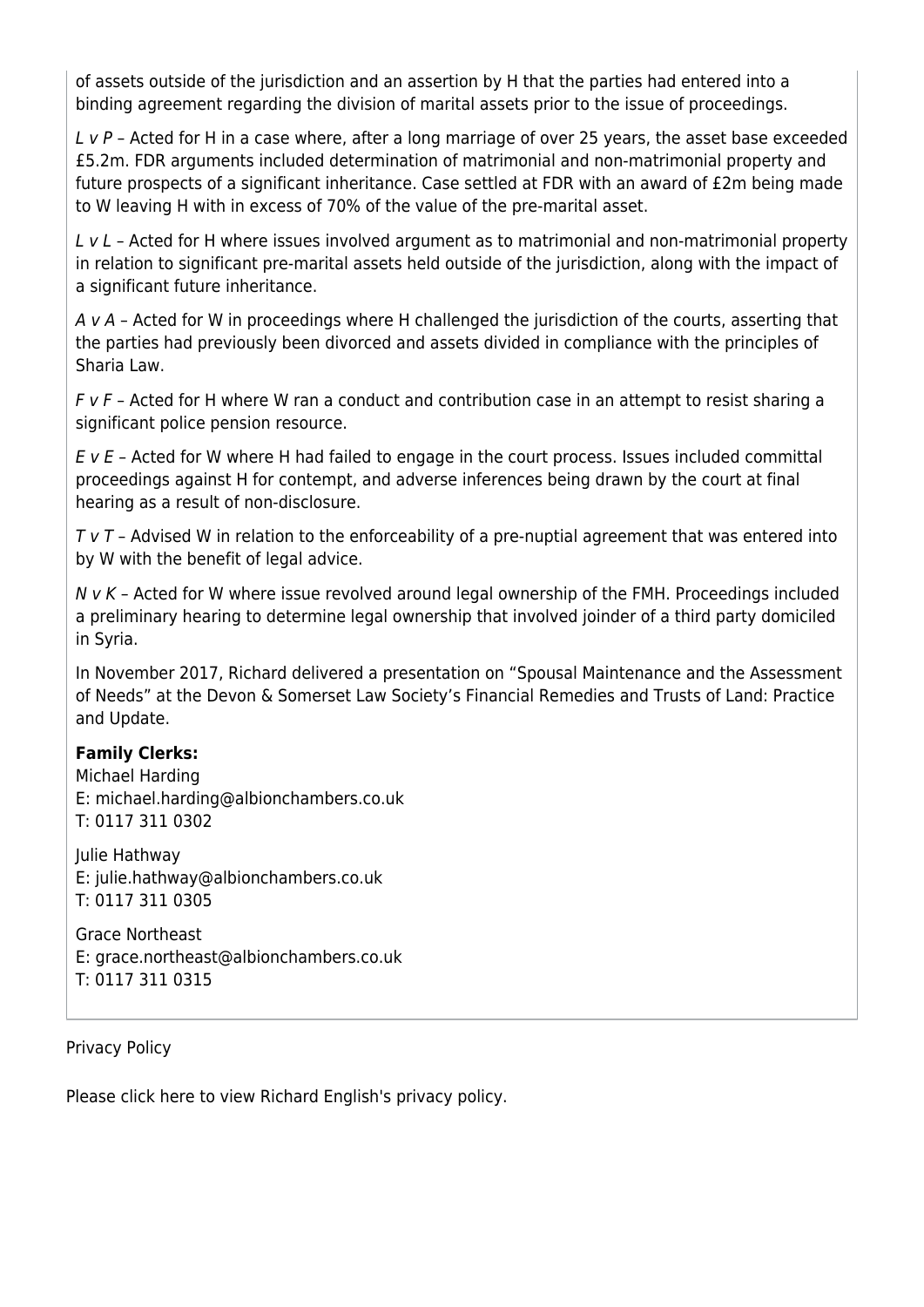of assets outside of the jurisdiction and an assertion by H that the parties had entered into a binding agreement regarding the division of marital assets prior to the issue of proceedings.

*L v P* – Acted for H in a case where, after a long marriage of over 25 years, the asset base exceeded £5.2m. FDR arguments included determination of matrimonial and non-matrimonial property and future prospects of a significant inheritance. Case settled at FDR with an award of £2m being made to W leaving H with in excess of 70% of the value of the pre-marital asset.

*L v L* – Acted for H where issues involved argument as to matrimonial and non-matrimonial property in relation to significant pre-marital assets held outside of the jurisdiction, along with the impact of a significant future inheritance.

*A v A* – Acted for W in proceedings where H challenged the jurisdiction of the courts, asserting that the parties had previously been divorced and assets divided in compliance with the principles of Sharia Law.

*F v F* – Acted for H where W ran a conduct and contribution case in an attempt to resist sharing a significant police pension resource.

*E v E* – Acted for W where H had failed to engage in the court process. Issues included committal proceedings against H for contempt, and adverse inferences being drawn by the court at final hearing as a result of non-disclosure.

*T v T* – Advised W in relation to the enforceability of a pre-nuptial agreement that was entered into by W with the benefit of legal advice.

*N v K* – Acted for W where issue revolved around legal ownership of the FMH. Proceedings included a preliminary hearing to determine legal ownership that involved joinder of a third party domiciled in Syria.

In November 2017, Richard delivered a presentation on "Spousal Maintenance and the Assessment of Needs" at the Devon & Somerset Law Society's Financial Remedies and Trusts of Land: Practice and Update.

**Family Clerks:**
Michael Harding
E: michael.harding@albionchambers.co.uk
T: 0117 311 0302

Julie Hathway
E: julie.hathway@albionchambers.co.uk
T: 0117 311 0305

Grace Northeast
E: grace.northeast@albionchambers.co.uk
T: 0117 311 0315

Privacy Policy

Please click here to view Richard English's privacy policy.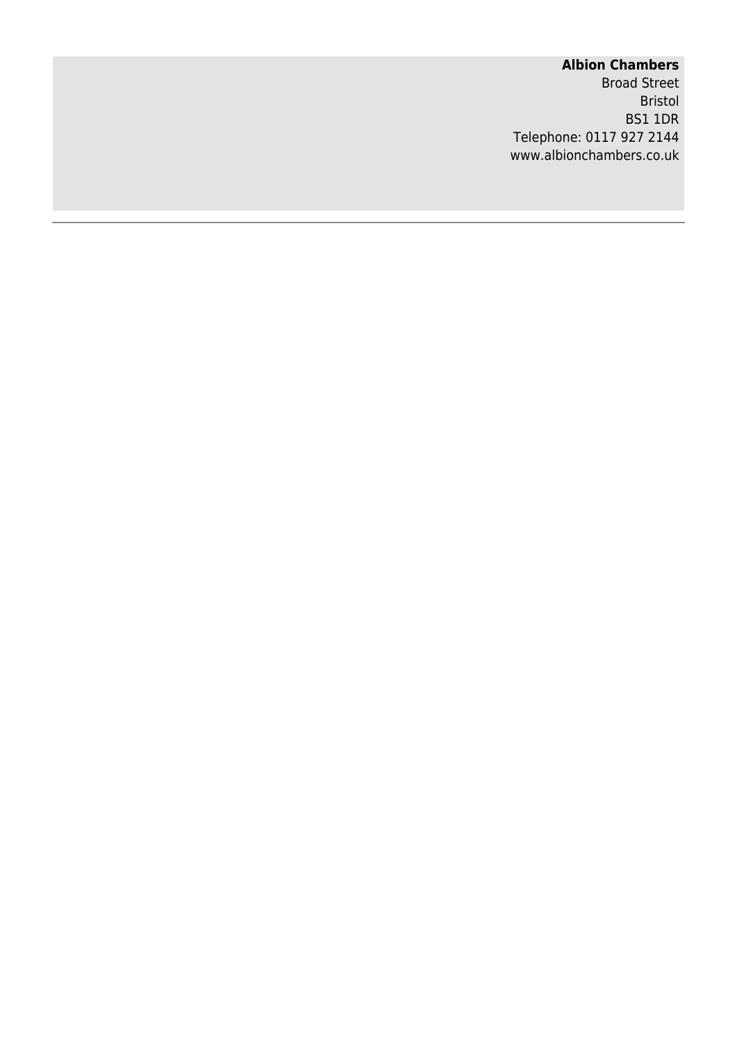**Albion Chambers**
Broad Street
Bristol
BS1 1DR
Telephone: 0117 927 2144
www.albionchambers.co.uk